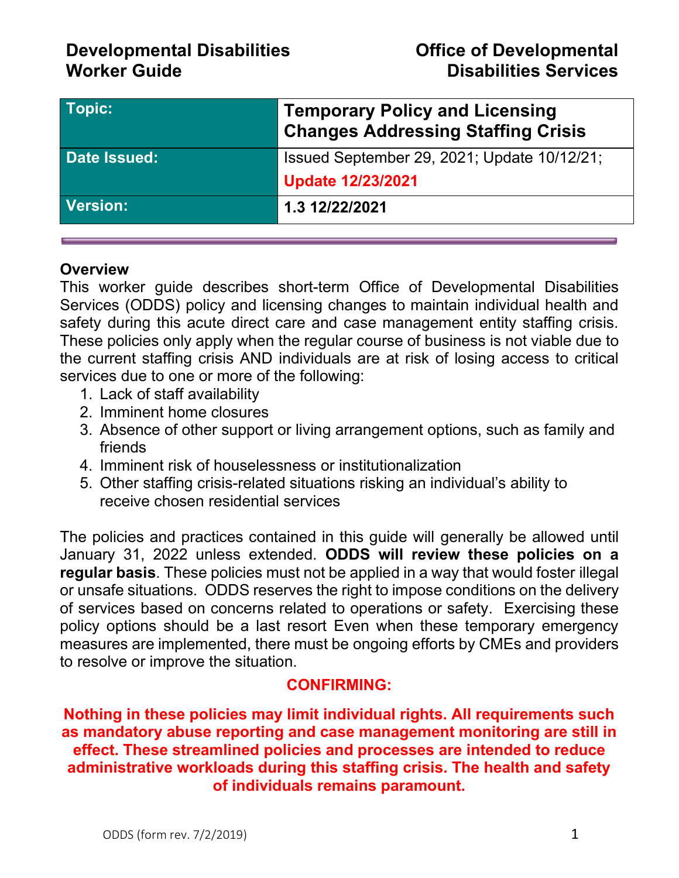**Developmental Disabilities Worker Guide**

**Office of Developmental Disabilities Services**

| Topic: | Temporary Policy and Licensing Changes Addressing Staffing Crisis |
|---|---|
| Date Issued: | Issued September 29, 2021; Update 10/12/21; **Update 12/23/2021** |
| Version: | **1.3 12/22/2021** |

## Overview

This worker guide describes short-term Office of Developmental Disabilities Services (ODDS) policy and licensing changes to maintain individual health and safety during this acute direct care and case management entity staffing crisis. These policies only apply when the regular course of business is not viable due to the current staffing crisis AND individuals are at risk of losing access to critical services due to one or more of the following:

1. Lack of staff availability
2. Imminent home closures
3. Absence of other support or living arrangement options, such as family and friends
4. Imminent risk of houselessness or institutionalization
5. Other staffing crisis-related situations risking an individual's ability to receive chosen residential services

The policies and practices contained in this guide will generally be allowed until January 31, 2022 unless extended. **ODDS will review these policies on a regular basis**. These policies must not be applied in a way that would foster illegal or unsafe situations. ODDS reserves the right to impose conditions on the delivery of services based on concerns related to operations or safety. Exercising these policy options should be a last resort Even when these temporary emergency measures are implemented, there must be ongoing efforts by CMEs and providers to resolve or improve the situation.

**CONFIRMING:**

**Nothing in these policies may limit individual rights. All requirements such as mandatory abuse reporting and case management monitoring are still in effect. These streamlined policies and processes are intended to reduce administrative workloads during this staffing crisis. The health and safety of individuals remains paramount.**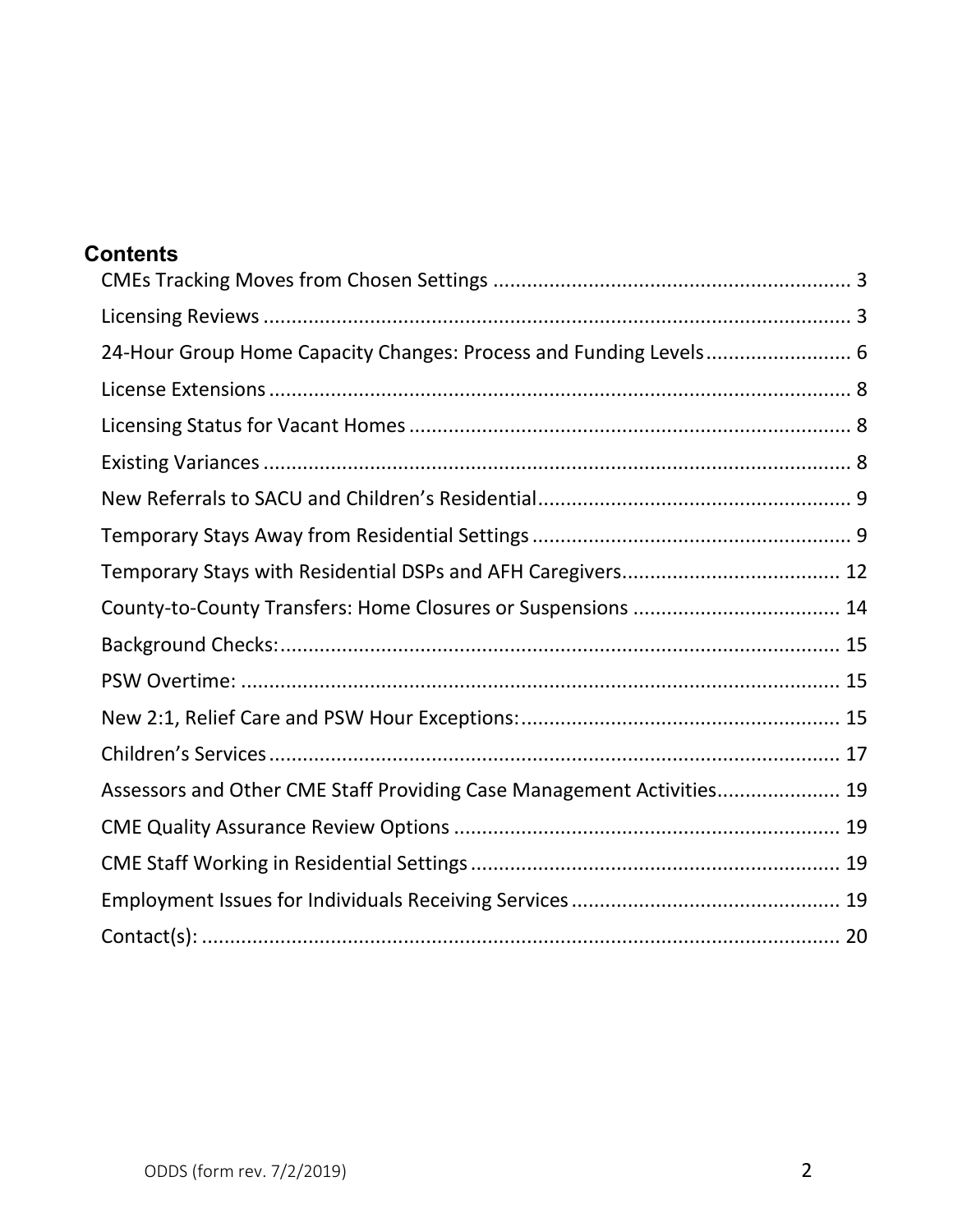## Contents

CMEs Tracking Moves from Chosen Settings ............................................................... 3

Licensing Reviews ........................................................................................................ 3

24-Hour Group Home Capacity Changes: Process and Funding Levels......................... 6

License Extensions ....................................................................................................... 8

Licensing Status for Vacant Homes .............................................................................. 8

Existing Variances ......................................................................................................... 8

New Referrals to SACU and Children's Residential....................................................... 9

Temporary Stays Away from Residential Settings ......................................................... 9

Temporary Stays with Residential DSPs and AFH Caregivers...................................... 12

County-to-County Transfers: Home Closures or Suspensions .................................... 14

Background Checks:.................................................................................................... 15

PSW Overtime: ............................................................................................................ 15

New 2:1, Relief Care and PSW Hour Exceptions:........................................................ 15

Children's Services...................................................................................................... 17

Assessors and Other CME Staff Providing Case Management Activities..................... 19

CME Quality Assurance Review Options .................................................................... 19

CME Staff Working in Residential Settings ................................................................. 19

Employment Issues for Individuals Receiving Services ............................................... 19

Contact(s): ................................................................................................................... 20

ODDS (form rev. 7/2/2019)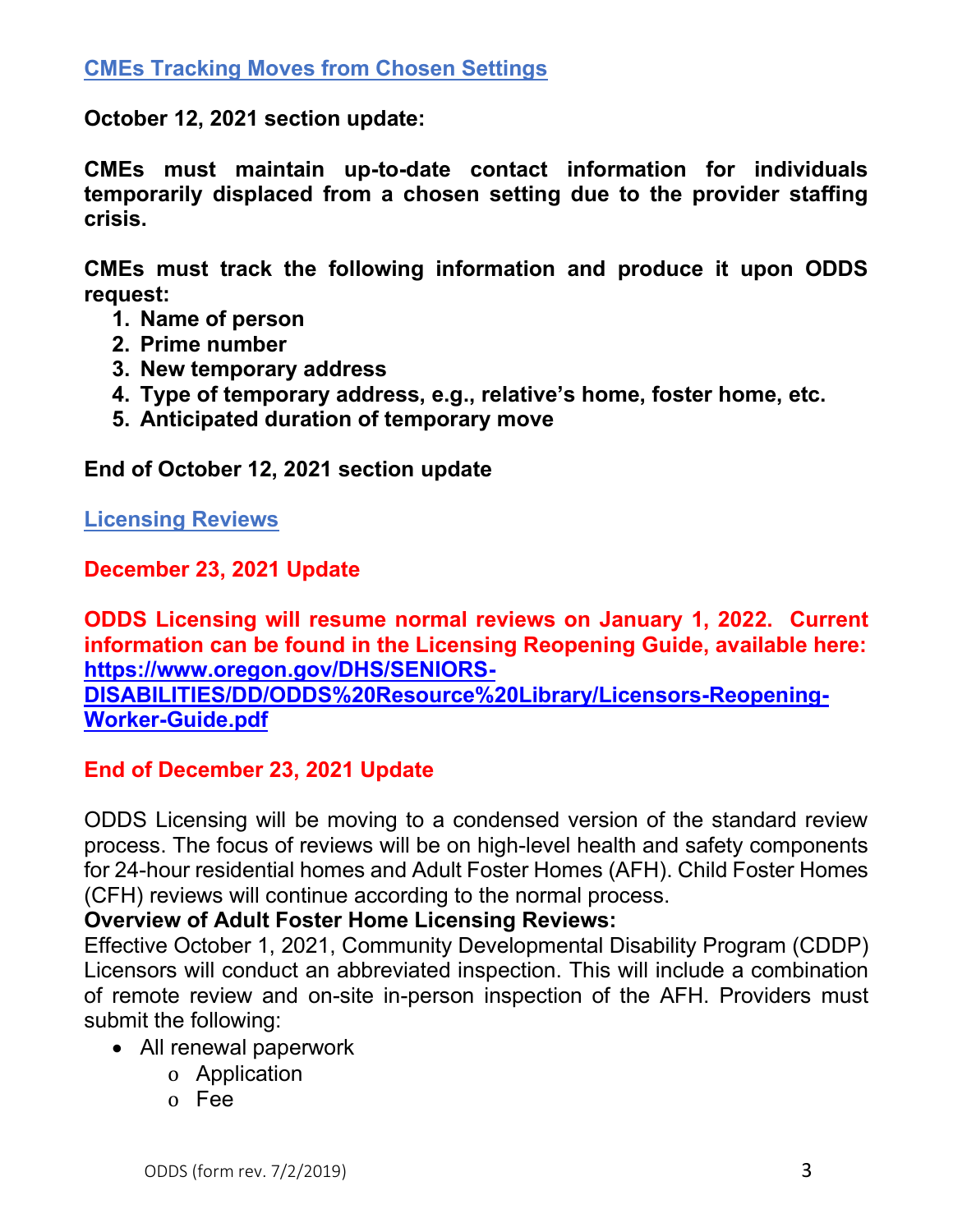## [CMEs Tracking Moves from Chosen Settings]()

**October 12, 2021 section update:**

**CMEs must maintain up-to-date contact information for individuals temporarily displaced from a chosen setting due to the provider staffing crisis.**

**CMEs must track the following information and produce it upon ODDS request:**

1. **Name of person**
2. **Prime number**
3. **New temporary address**
4. **Type of temporary address, e.g., relative's home, foster home, etc.**
5. **Anticipated duration of temporary move**

**End of October 12, 2021 section update**

## [Licensing Reviews]()

**December 23, 2021 Update**

**ODDS Licensing will resume normal reviews on January 1, 2022. Current information can be found in the Licensing Reopening Guide, available here: [https://www.oregon.gov/DHS/SENIORS-DISABILITIES/DD/ODDS%20Resource%20Library/Licensors-Reopening-Worker-Guide.pdf](https://www.oregon.gov/DHS/SENIORS-DISABILITIES/DD/ODDS%20Resource%20Library/Licensors-Reopening-Worker-Guide.pdf)**

**End of December 23, 2021 Update**

ODDS Licensing will be moving to a condensed version of the standard review process. The focus of reviews will be on high-level health and safety components for 24-hour residential homes and Adult Foster Homes (AFH). Child Foster Homes (CFH) reviews will continue according to the normal process.

**Overview of Adult Foster Home Licensing Reviews:**

Effective October 1, 2021, Community Developmental Disability Program (CDDP) Licensors will conduct an abbreviated inspection. This will include a combination of remote review and on-site in-person inspection of the AFH. Providers must submit the following:

- All renewal paperwork
  - Application
  - Fee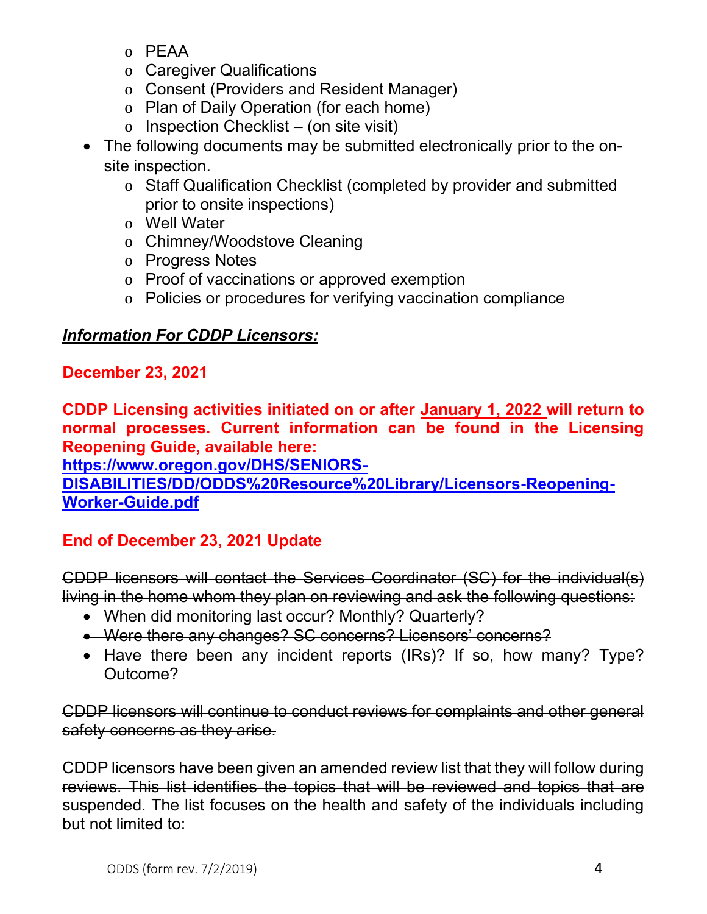- PEAA
  - Caregiver Qualifications
  - Consent (Providers and Resident Manager)
  - Plan of Daily Operation (for each home)
  - Inspection Checklist – (on site visit)
- The following documents may be submitted electronically prior to the on-site inspection.
  - Staff Qualification Checklist (completed by provider and submitted prior to onsite inspections)
  - Well Water
  - Chimney/Woodstove Cleaning
  - Progress Notes
  - Proof of vaccinations or approved exemption
  - Policies or procedures for verifying vaccination compliance

***Information For CDDP Licensors:***

**December 23, 2021**

**CDDP Licensing activities initiated on or after January 1, 2022 will return to normal processes. Current information can be found in the Licensing Reopening Guide, available here: [https://www.oregon.gov/DHS/SENIORS-DISABILITIES/DD/ODDS%20Resource%20Library/Licensors-Reopening-Worker-Guide.pdf](https://www.oregon.gov/DHS/SENIORS-DISABILITIES/DD/ODDS%20Resource%20Library/Licensors-Reopening-Worker-Guide.pdf)**

**End of December 23, 2021 Update**

~~CDDP licensors will contact the Services Coordinator (SC) for the individual(s) living in the home whom they plan on reviewing and ask the following questions:~~

- ~~When did monitoring last occur? Monthly? Quarterly?~~
- ~~Were there any changes? SC concerns? Licensors' concerns?~~
- ~~Have there been any incident reports (IRs)? If so, how many? Type? Outcome?~~

~~CDDP licensors will continue to conduct reviews for complaints and other general safety concerns as they arise.~~

~~CDDP licensors have been given an amended review list that they will follow during reviews. This list identifies the topics that will be reviewed and topics that are suspended. The list focuses on the health and safety of the individuals including but not limited to:~~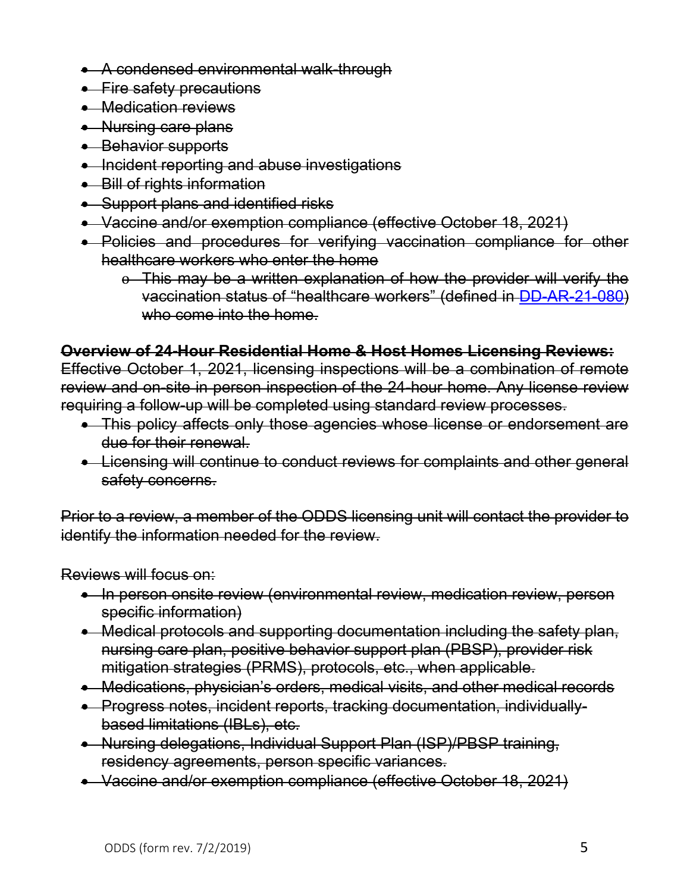- ~~A condensed environmental walk-through~~
- ~~Fire safety precautions~~
- ~~Medication reviews~~
- ~~Nursing care plans~~
- ~~Behavior supports~~
- ~~Incident reporting and abuse investigations~~
- ~~Bill of rights information~~
- ~~Support plans and identified risks~~
- ~~Vaccine and/or exemption compliance (effective October 18, 2021)~~
- ~~Policies and procedures for verifying vaccination compliance for other healthcare workers who enter the home~~
  - ~~This may be a written explanation of how the provider will verify the vaccination status of "healthcare workers" (defined in DD-AR-21-080) who come into the home.~~

~~**Overview of 24-Hour Residential Home & Host Homes Licensing Reviews:**~~
~~Effective October 1, 2021, licensing inspections will be a combination of remote review and on-site in person inspection of the 24-hour home. Any license review requiring a follow-up will be completed using standard review processes.~~

- ~~This policy affects only those agencies whose license or endorsement are due for their renewal.~~
- ~~Licensing will continue to conduct reviews for complaints and other general safety concerns.~~

~~Prior to a review, a member of the ODDS licensing unit will contact the provider to identify the information needed for the review.~~

~~Reviews will focus on:~~

- ~~In person onsite review (environmental review, medication review, person specific information)~~
- ~~Medical protocols and supporting documentation including the safety plan, nursing care plan, positive behavior support plan (PBSP), provider risk mitigation strategies (PRMS), protocols, etc., when applicable.~~
- ~~Medications, physician's orders, medical visits, and other medical records~~
- ~~Progress notes, incident reports, tracking documentation, individually-based limitations (IBLs), etc.~~
- ~~Nursing delegations, Individual Support Plan (ISP)/PBSP training, residency agreements, person specific variances.~~
- ~~Vaccine and/or exemption compliance (effective October 18, 2021)~~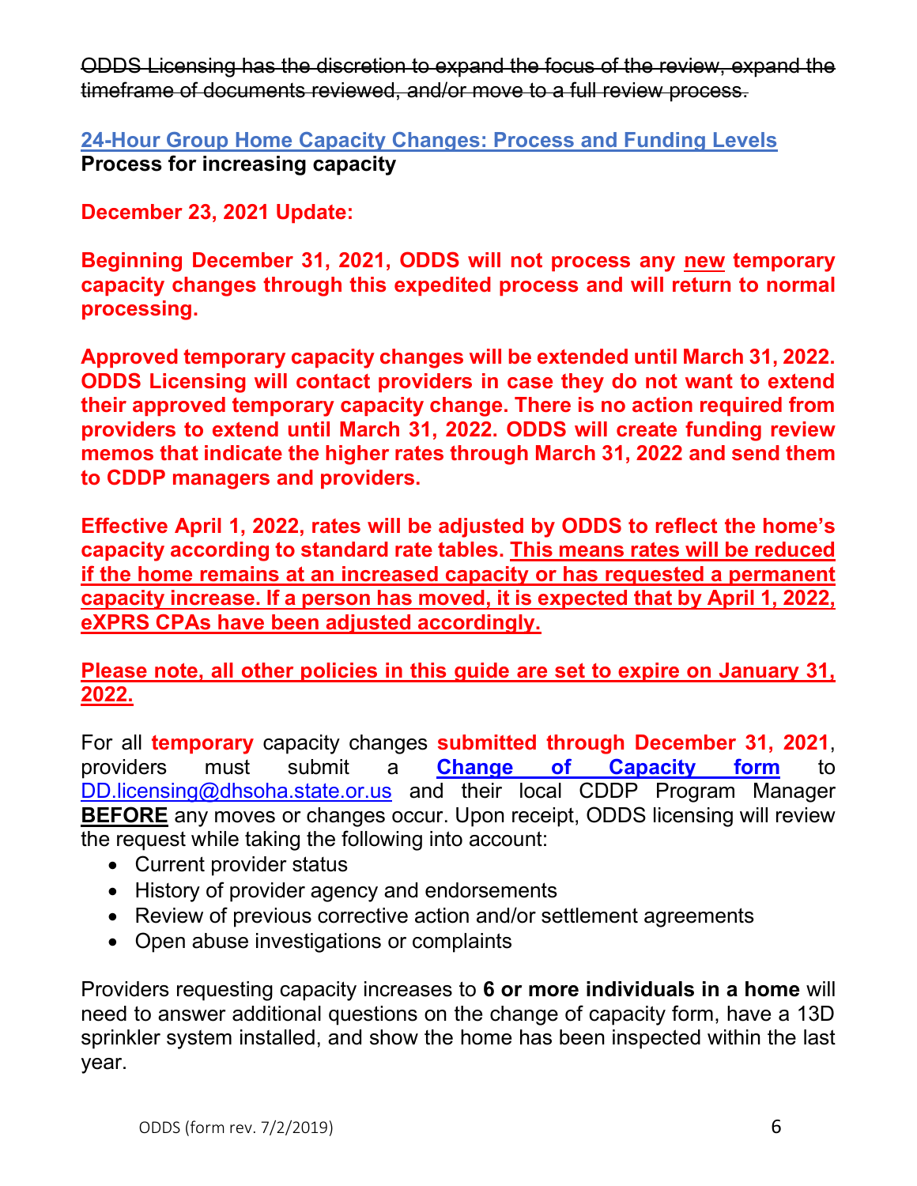~~ODDS Licensing has the discretion to expand the focus of the review, expand the timeframe of documents reviewed, and/or move to a full review process.~~

## 24-Hour Group Home Capacity Changes: Process and Funding Levels

**Process for increasing capacity**

**December 23, 2021 Update:**

**Beginning December 31, 2021, ODDS will not process any new temporary capacity changes through this expedited process and will return to normal processing.**

**Approved temporary capacity changes will be extended until March 31, 2022. ODDS Licensing will contact providers in case they do not want to extend their approved temporary capacity change. There is no action required from providers to extend until March 31, 2022. ODDS will create funding review memos that indicate the higher rates through March 31, 2022 and send them to CDDP managers and providers.**

**Effective April 1, 2022, rates will be adjusted by ODDS to reflect the home's capacity according to standard rate tables. This means rates will be reduced if the home remains at an increased capacity or has requested a permanent capacity increase. If a person has moved, it is expected that by April 1, 2022, eXPRS CPAs have been adjusted accordingly.**

**Please note, all other policies in this guide are set to expire on January 31, 2022.**

For all **temporary** capacity changes **submitted through December 31, 2021**, providers must submit a **Change of Capacity form** to DD.licensing@dhsoha.state.or.us and their local CDDP Program Manager **BEFORE** any moves or changes occur. Upon receipt, ODDS licensing will review the request while taking the following into account:

- Current provider status
- History of provider agency and endorsements
- Review of previous corrective action and/or settlement agreements
- Open abuse investigations or complaints

Providers requesting capacity increases to **6 or more individuals in a home** will need to answer additional questions on the change of capacity form, have a 13D sprinkler system installed, and show the home has been inspected within the last year.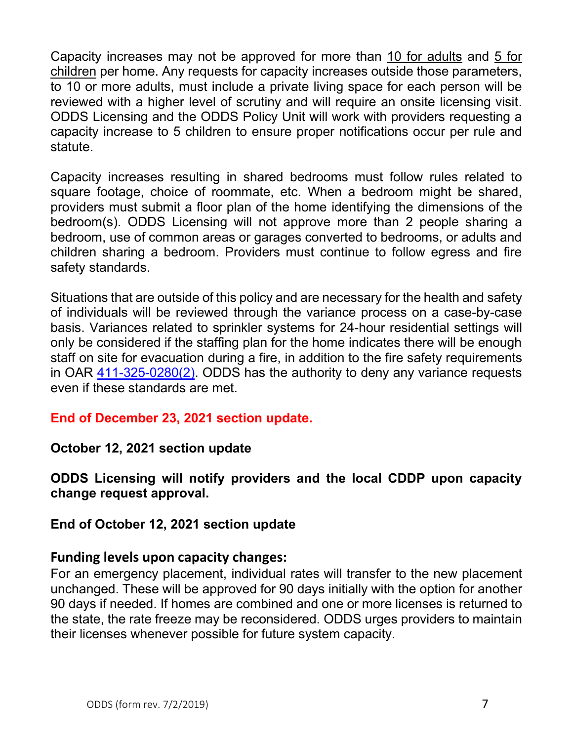Capacity increases may not be approved for more than <u>10 for adults</u> and <u>5 for children</u> per home. Any requests for capacity increases outside those parameters, to 10 or more adults, must include a private living space for each person will be reviewed with a higher level of scrutiny and will require an onsite licensing visit. ODDS Licensing and the ODDS Policy Unit will work with providers requesting a capacity increase to 5 children to ensure proper notifications occur per rule and statute.

Capacity increases resulting in shared bedrooms must follow rules related to square footage, choice of roommate, etc. When a bedroom might be shared, providers must submit a floor plan of the home identifying the dimensions of the bedroom(s). ODDS Licensing will not approve more than 2 people sharing a bedroom, use of common areas or garages converted to bedrooms, or adults and children sharing a bedroom. Providers must continue to follow egress and fire safety standards.

Situations that are outside of this policy and are necessary for the health and safety of individuals will be reviewed through the variance process on a case-by-case basis. Variances related to sprinkler systems for 24-hour residential settings will only be considered if the staffing plan for the home indicates there will be enough staff on site for evacuation during a fire, in addition to the fire safety requirements in OAR [411-325-0280(2)](). ODDS has the authority to deny any variance requests even if these standards are met.

**End of December 23, 2021 section update.**

**October 12, 2021 section update**

**ODDS Licensing will notify providers and the local CDDP upon capacity change request approval.**

**End of October 12, 2021 section update**

### Funding levels upon capacity changes:

For an emergency placement, individual rates will transfer to the new placement unchanged. These will be approved for 90 days initially with the option for another 90 days if needed. If homes are combined and one or more licenses is returned to the state, the rate freeze may be reconsidered. ODDS urges providers to maintain their licenses whenever possible for future system capacity.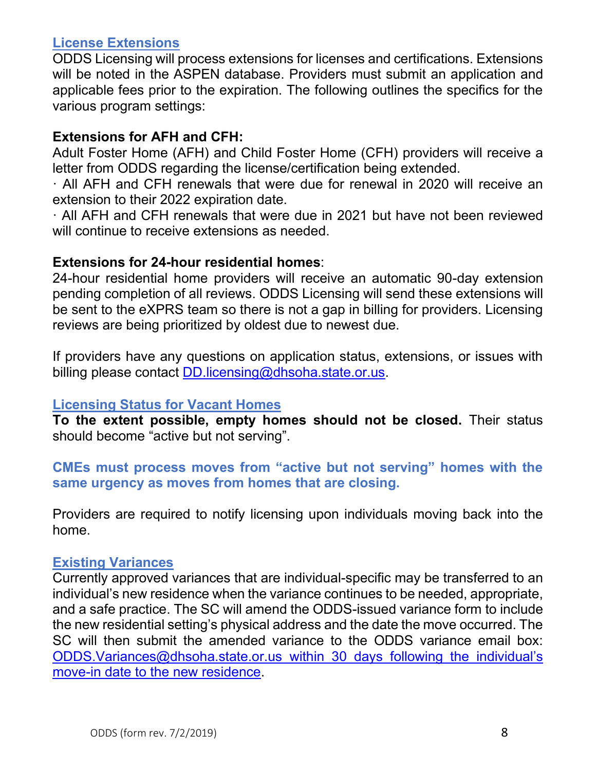## License Extensions

ODDS Licensing will process extensions for licenses and certifications. Extensions will be noted in the ASPEN database. Providers must submit an application and applicable fees prior to the expiration. The following outlines the specifics for the various program settings:

**Extensions for AFH and CFH:**

Adult Foster Home (AFH) and Child Foster Home (CFH) providers will receive a letter from ODDS regarding the license/certification being extended.

- All AFH and CFH renewals that were due for renewal in 2020 will receive an extension to their 2022 expiration date.
- All AFH and CFH renewals that were due in 2021 but have not been reviewed will continue to receive extensions as needed.

**Extensions for 24-hour residential homes**:

24-hour residential home providers will receive an automatic 90-day extension pending completion of all reviews. ODDS Licensing will send these extensions will be sent to the eXPRS team so there is not a gap in billing for providers. Licensing reviews are being prioritized by oldest due to newest due.

If providers have any questions on application status, extensions, or issues with billing please contact DD.licensing@dhsoha.state.or.us.

## Licensing Status for Vacant Homes

**To the extent possible, empty homes should not be closed.** Their status should become "active but not serving".

**CMEs must process moves from "active but not serving" homes with the same urgency as moves from homes that are closing.**

Providers are required to notify licensing upon individuals moving back into the home.

## Existing Variances

Currently approved variances that are individual-specific may be transferred to an individual's new residence when the variance continues to be needed, appropriate, and a safe practice. The SC will amend the ODDS-issued variance form to include the new residential setting's physical address and the date the move occurred. The SC will then submit the amended variance to the ODDS variance email box: ODDS.Variances@dhsoha.state.or.us within 30 days following the individual's move-in date to the new residence.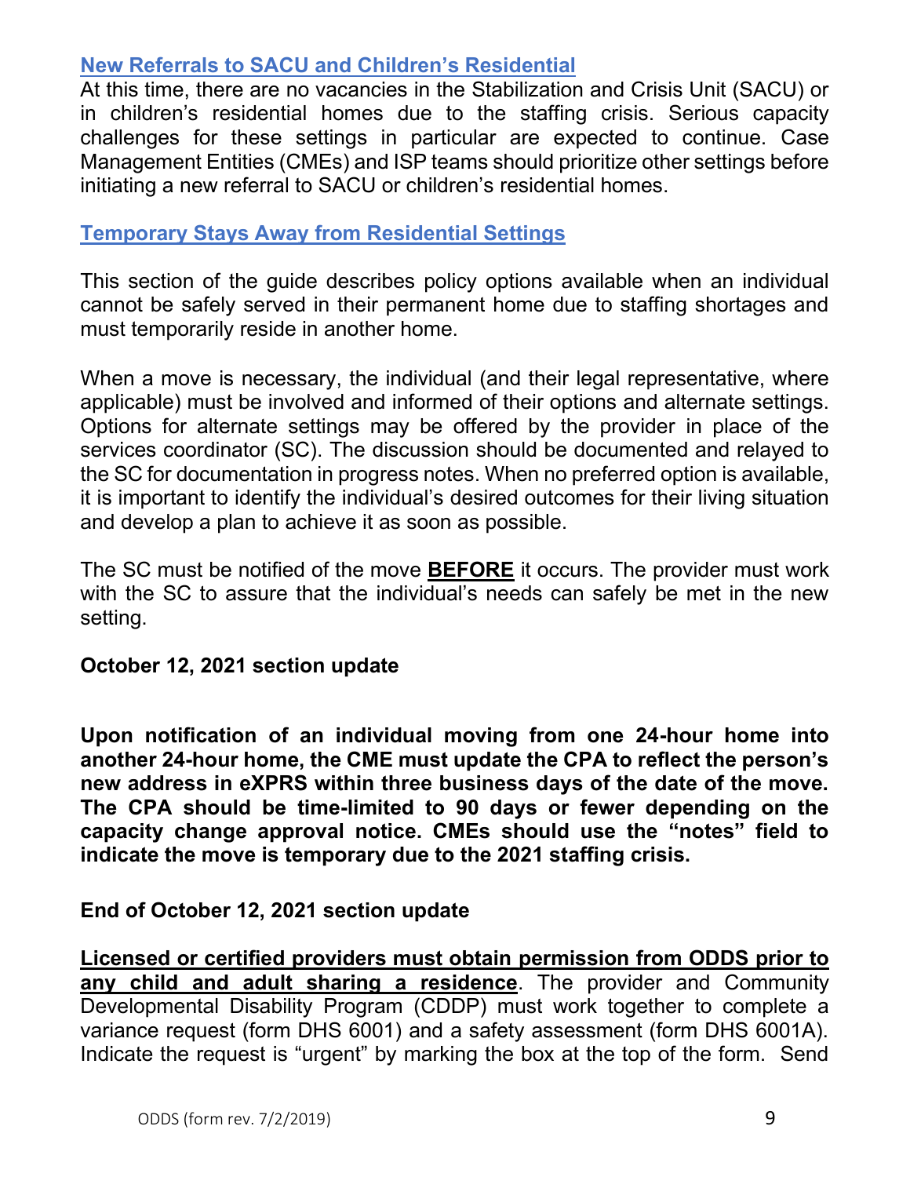## New Referrals to SACU and Children's Residential

At this time, there are no vacancies in the Stabilization and Crisis Unit (SACU) or in children's residential homes due to the staffing crisis. Serious capacity challenges for these settings in particular are expected to continue. Case Management Entities (CMEs) and ISP teams should prioritize other settings before initiating a new referral to SACU or children's residential homes.

## Temporary Stays Away from Residential Settings

This section of the guide describes policy options available when an individual cannot be safely served in their permanent home due to staffing shortages and must temporarily reside in another home.

When a move is necessary, the individual (and their legal representative, where applicable) must be involved and informed of their options and alternate settings. Options for alternate settings may be offered by the provider in place of the services coordinator (SC). The discussion should be documented and relayed to the SC for documentation in progress notes. When no preferred option is available, it is important to identify the individual's desired outcomes for their living situation and develop a plan to achieve it as soon as possible.

The SC must be notified of the move **BEFORE** it occurs. The provider must work with the SC to assure that the individual's needs can safely be met in the new setting.

**October 12, 2021 section update**

**Upon notification of an individual moving from one 24-hour home into another 24-hour home, the CME must update the CPA to reflect the person's new address in eXPRS within three business days of the date of the move. The CPA should be time-limited to 90 days or fewer depending on the capacity change approval notice. CMEs should use the "notes" field to indicate the move is temporary due to the 2021 staffing crisis.**

**End of October 12, 2021 section update**

**Licensed or certified providers must obtain permission from ODDS prior to any child and adult sharing a residence**. The provider and Community Developmental Disability Program (CDDP) must work together to complete a variance request (form DHS 6001) and a safety assessment (form DHS 6001A). Indicate the request is "urgent" by marking the box at the top of the form. Send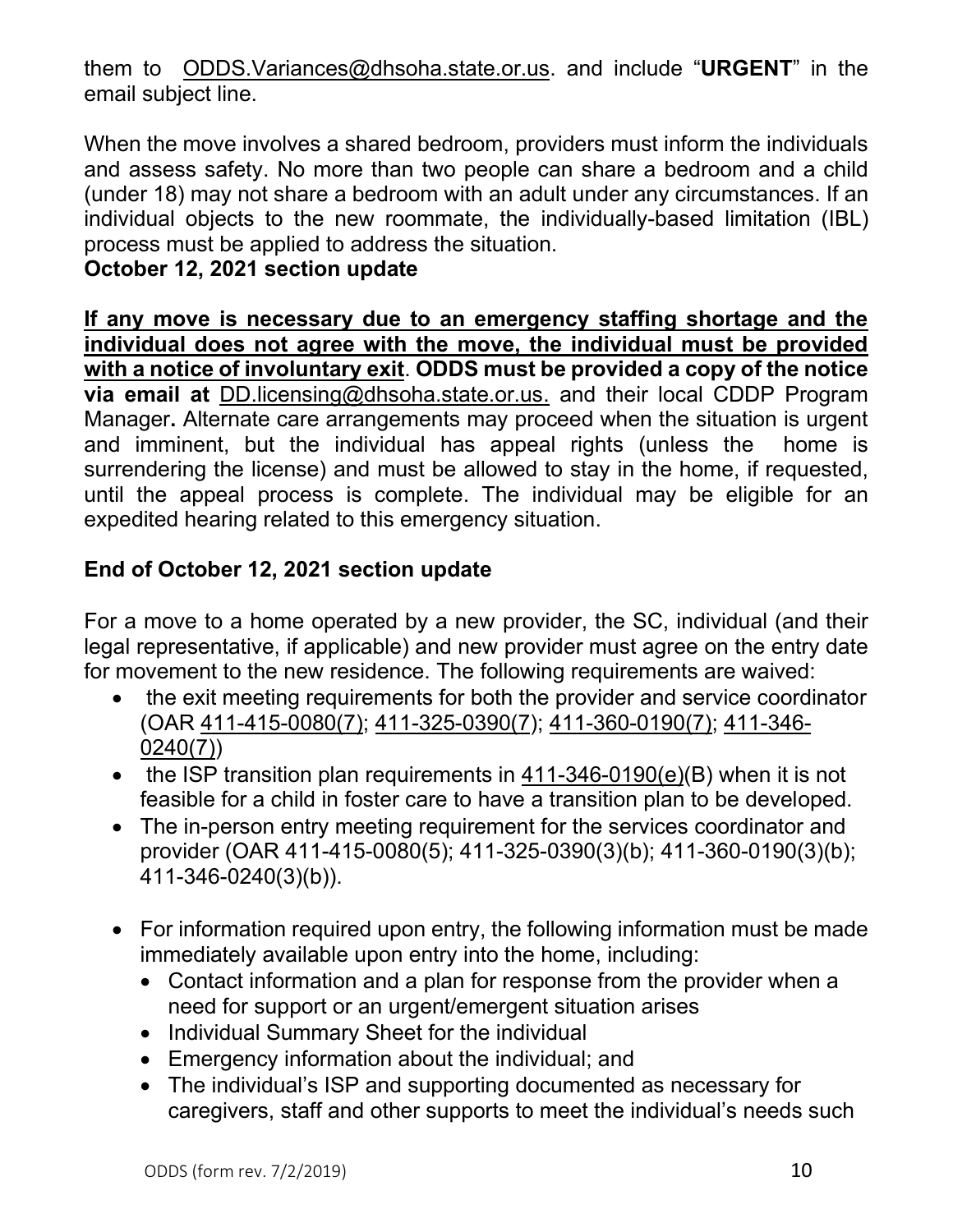them to ODDS.Variances@dhsoha.state.or.us. and include "**URGENT**" in the email subject line.

When the move involves a shared bedroom, providers must inform the individuals and assess safety. No more than two people can share a bedroom and a child (under 18) may not share a bedroom with an adult under any circumstances. If an individual objects to the new roommate, the individually-based limitation (IBL) process must be applied to address the situation.

**October 12, 2021 section update**

**If any move is necessary due to an emergency staffing shortage and the individual does not agree with the move, the individual must be provided with a notice of involuntary exit**. **ODDS must be provided a copy of the notice via email at** DD.licensing@dhsoha.state.or.us. and their local CDDP Program Manager**.** Alternate care arrangements may proceed when the situation is urgent and imminent, but the individual has appeal rights (unless the home is surrendering the license) and must be allowed to stay in the home, if requested, until the appeal process is complete. The individual may be eligible for an expedited hearing related to this emergency situation.

**End of October 12, 2021 section update**

For a move to a home operated by a new provider, the SC, individual (and their legal representative, if applicable) and new provider must agree on the entry date for movement to the new residence. The following requirements are waived:

- the exit meeting requirements for both the provider and service coordinator (OAR 411-415-0080(7); 411-325-0390(7); 411-360-0190(7); 411-346-0240(7))
- the ISP transition plan requirements in 411-346-0190(e)(B) when it is not feasible for a child in foster care to have a transition plan to be developed.
- The in-person entry meeting requirement for the services coordinator and provider (OAR 411-415-0080(5); 411-325-0390(3)(b); 411-360-0190(3)(b); 411-346-0240(3)(b)).
- For information required upon entry, the following information must be made immediately available upon entry into the home, including:
  - Contact information and a plan for response from the provider when a need for support or an urgent/emergent situation arises
  - Individual Summary Sheet for the individual
  - Emergency information about the individual; and
  - The individual's ISP and supporting documented as necessary for caregivers, staff and other supports to meet the individual's needs such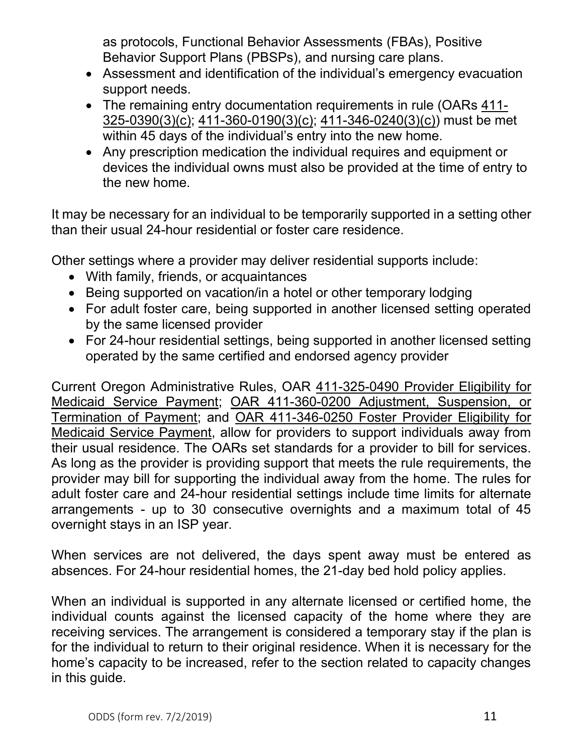as protocols, Functional Behavior Assessments (FBAs), Positive Behavior Support Plans (PBSPs), and nursing care plans.

- Assessment and identification of the individual's emergency evacuation support needs.
- The remaining entry documentation requirements in rule (OARs 411-325-0390(3)(c); 411-360-0190(3)(c); 411-346-0240(3)(c)) must be met within 45 days of the individual's entry into the new home.
- Any prescription medication the individual requires and equipment or devices the individual owns must also be provided at the time of entry to the new home.

It may be necessary for an individual to be temporarily supported in a setting other than their usual 24-hour residential or foster care residence.

Other settings where a provider may deliver residential supports include:

- With family, friends, or acquaintances
- Being supported on vacation/in a hotel or other temporary lodging
- For adult foster care, being supported in another licensed setting operated by the same licensed provider
- For 24-hour residential settings, being supported in another licensed setting operated by the same certified and endorsed agency provider

Current Oregon Administrative Rules, OAR 411-325-0490 Provider Eligibility for Medicaid Service Payment; OAR 411-360-0200 Adjustment, Suspension, or Termination of Payment; and OAR 411-346-0250 Foster Provider Eligibility for Medicaid Service Payment, allow for providers to support individuals away from their usual residence. The OARs set standards for a provider to bill for services. As long as the provider is providing support that meets the rule requirements, the provider may bill for supporting the individual away from the home. The rules for adult foster care and 24-hour residential settings include time limits for alternate arrangements - up to 30 consecutive overnights and a maximum total of 45 overnight stays in an ISP year.

When services are not delivered, the days spent away must be entered as absences. For 24-hour residential homes, the 21-day bed hold policy applies.

When an individual is supported in any alternate licensed or certified home, the individual counts against the licensed capacity of the home where they are receiving services. The arrangement is considered a temporary stay if the plan is for the individual to return to their original residence. When it is necessary for the home's capacity to be increased, refer to the section related to capacity changes in this guide.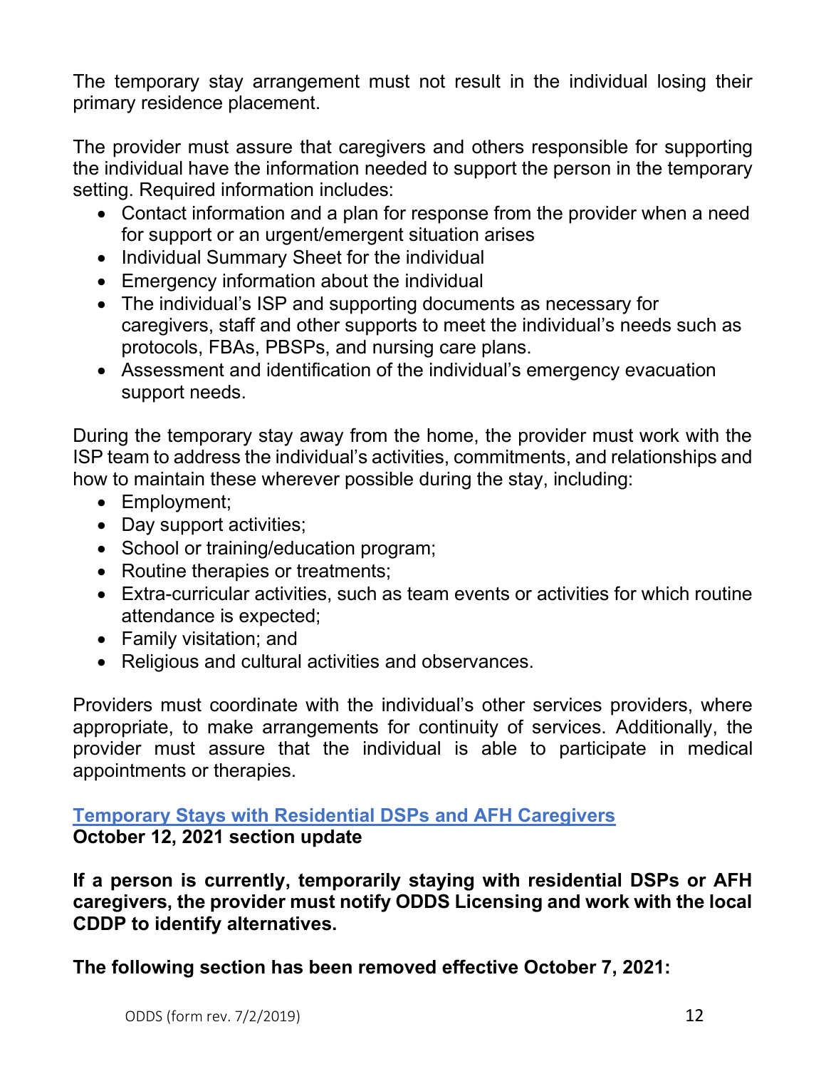The temporary stay arrangement must not result in the individual losing their primary residence placement.

The provider must assure that caregivers and others responsible for supporting the individual have the information needed to support the person in the temporary setting. Required information includes:

- Contact information and a plan for response from the provider when a need for support or an urgent/emergent situation arises
- Individual Summary Sheet for the individual
- Emergency information about the individual
- The individual's ISP and supporting documents as necessary for caregivers, staff and other supports to meet the individual's needs such as protocols, FBAs, PBSPs, and nursing care plans.
- Assessment and identification of the individual's emergency evacuation support needs.

During the temporary stay away from the home, the provider must work with the ISP team to address the individual's activities, commitments, and relationships and how to maintain these wherever possible during the stay, including:

- Employment;
- Day support activities;
- School or training/education program;
- Routine therapies or treatments;
- Extra-curricular activities, such as team events or activities for which routine attendance is expected;
- Family visitation; and
- Religious and cultural activities and observances.

Providers must coordinate with the individual's other services providers, where appropriate, to make arrangements for continuity of services. Additionally, the provider must assure that the individual is able to participate in medical appointments or therapies.

## Temporary Stays with Residential DSPs and AFH Caregivers

**October 12, 2021 section update**

**If a person is currently, temporarily staying with residential DSPs or AFH caregivers, the provider must notify ODDS Licensing and work with the local CDDP to identify alternatives.**

**The following section has been removed effective October 7, 2021:**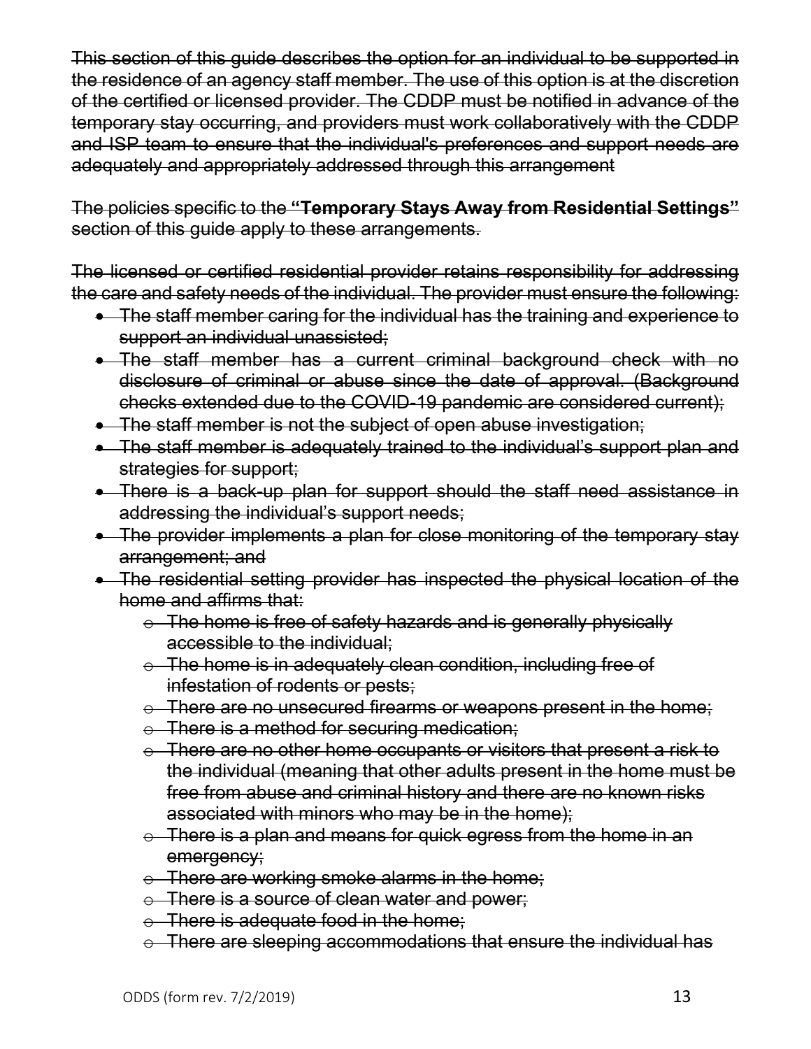~~This section of this guide describes the option for an individual to be supported in the residence of an agency staff member. The use of this option is at the discretion of the certified or licensed provider. The CDDP must be notified in advance of the temporary stay occurring, and providers must work collaboratively with the CDDP and ISP team to ensure that the individual's preferences and support needs are adequately and appropriately addressed through this arrangement~~

~~The policies specific to the **"Temporary Stays Away from Residential Settings"** section of this guide apply to these arrangements.~~

~~The licensed or certified residential provider retains responsibility for addressing the care and safety needs of the individual. The provider must ensure the following:~~

- ~~The staff member caring for the individual has the training and experience to support an individual unassisted;~~
- ~~The staff member has a current criminal background check with no disclosure of criminal or abuse since the date of approval. (Background checks extended due to the COVID-19 pandemic are considered current);~~
- ~~The staff member is not the subject of open abuse investigation;~~
- ~~The staff member is adequately trained to the individual's support plan and strategies for support;~~
- ~~There is a back-up plan for support should the staff need assistance in addressing the individual's support needs;~~
- ~~The provider implements a plan for close monitoring of the temporary stay arrangement; and~~
- ~~The residential setting provider has inspected the physical location of the home and affirms that:~~
    - ~~The home is free of safety hazards and is generally physically accessible to the individual;~~
    - ~~The home is in adequately clean condition, including free of infestation of rodents or pests;~~
    - ~~There are no unsecured firearms or weapons present in the home;~~
    - ~~There is a method for securing medication;~~
    - ~~There are no other home occupants or visitors that present a risk to the individual (meaning that other adults present in the home must be free from abuse and criminal history and there are no known risks associated with minors who may be in the home);~~
    - ~~There is a plan and means for quick egress from the home in an emergency;~~
    - ~~There are working smoke alarms in the home;~~
    - ~~There is a source of clean water and power;~~
    - ~~There is adequate food in the home;~~
    - ~~There are sleeping accommodations that ensure the individual has~~

ODDS (form rev. 7/2/2019)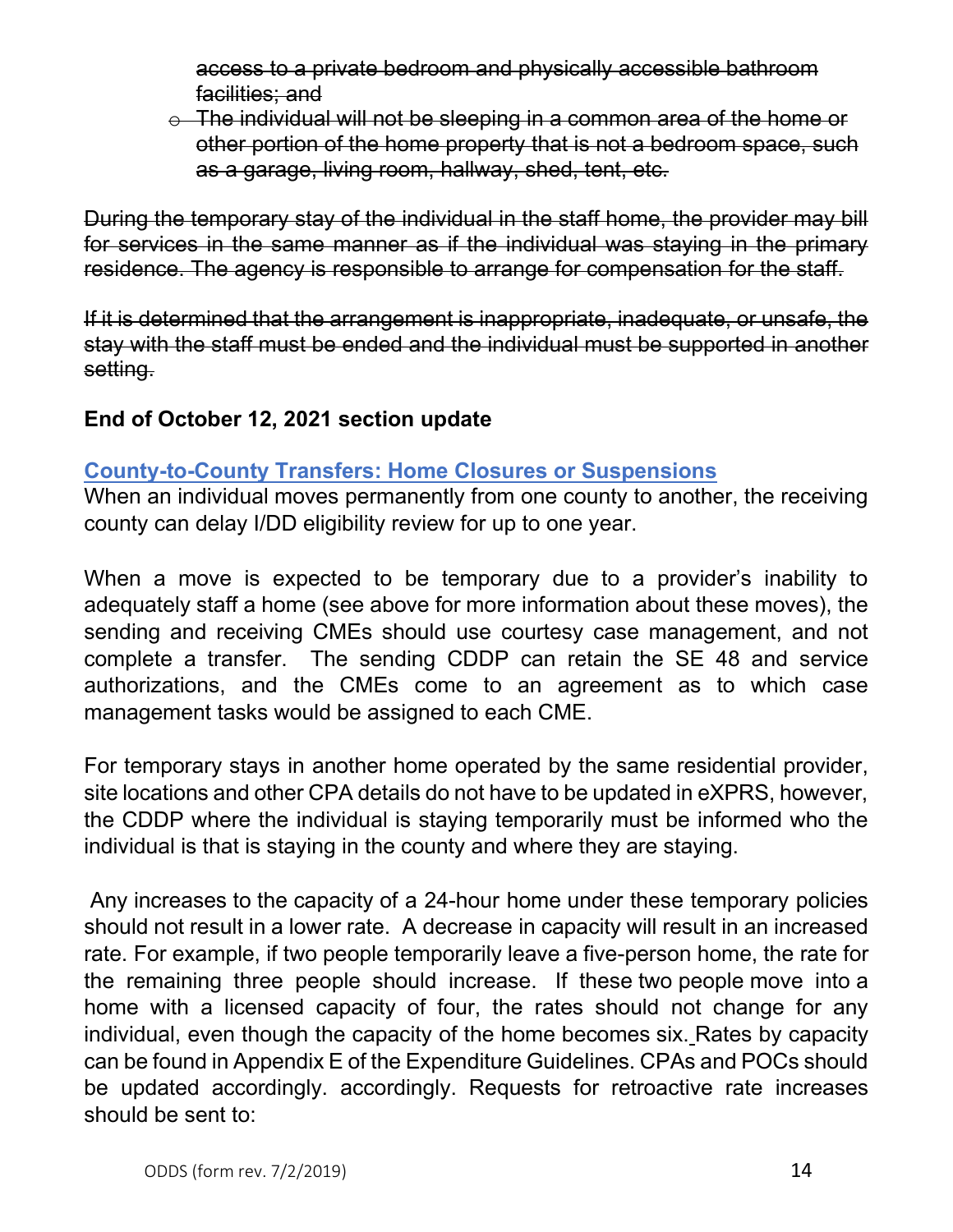~~access to a private bedroom and physically accessible bathroom facilities; and~~

- ~~The individual will not be sleeping in a common area of the home or other portion of the home property that is not a bedroom space, such as a garage, living room, hallway, shed, tent, etc.~~

~~During the temporary stay of the individual in the staff home, the provider may bill for services in the same manner as if the individual was staying in the primary residence. The agency is responsible to arrange for compensation for the staff.~~

~~If it is determined that the arrangement is inappropriate, inadequate, or unsafe, the stay with the staff must be ended and the individual must be supported in another setting.~~

**End of October 12, 2021 section update**

## County-to-County Transfers: Home Closures or Suspensions

When an individual moves permanently from one county to another, the receiving county can delay I/DD eligibility review for up to one year.

When a move is expected to be temporary due to a provider's inability to adequately staff a home (see above for more information about these moves), the sending and receiving CMEs should use courtesy case management, and not complete a transfer. The sending CDDP can retain the SE 48 and service authorizations, and the CMEs come to an agreement as to which case management tasks would be assigned to each CME.

For temporary stays in another home operated by the same residential provider, site locations and other CPA details do not have to be updated in eXPRS, however, the CDDP where the individual is staying temporarily must be informed who the individual is that is staying in the county and where they are staying.

Any increases to the capacity of a 24-hour home under these temporary policies should not result in a lower rate. A decrease in capacity will result in an increased rate. For example, if two people temporarily leave a five-person home, the rate for the remaining three people should increase. If these two people move into a home with a licensed capacity of four, the rates should not change for any individual, even though the capacity of the home becomes six. Rates by capacity can be found in Appendix E of the Expenditure Guidelines. CPAs and POCs should be updated accordingly. accordingly. Requests for retroactive rate increases should be sent to: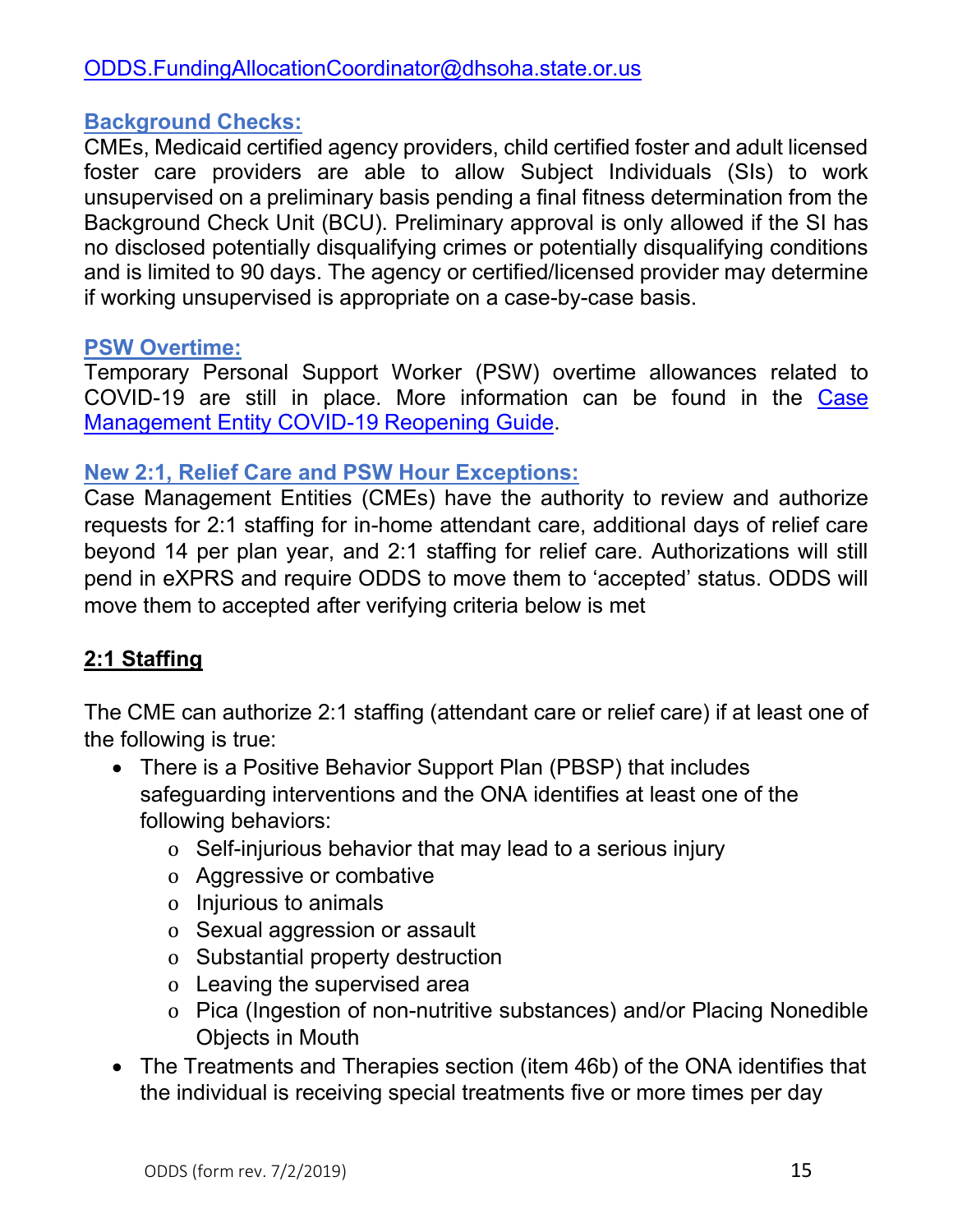ODDS.FundingAllocationCoordinator@dhsoha.state.or.us

### Background Checks:

CMEs, Medicaid certified agency providers, child certified foster and adult licensed foster care providers are able to allow Subject Individuals (SIs) to work unsupervised on a preliminary basis pending a final fitness determination from the Background Check Unit (BCU). Preliminary approval is only allowed if the SI has no disclosed potentially disqualifying crimes or potentially disqualifying conditions and is limited to 90 days. The agency or certified/licensed provider may determine if working unsupervised is appropriate on a case-by-case basis.

### PSW Overtime:

Temporary Personal Support Worker (PSW) overtime allowances related to COVID-19 are still in place. More information can be found in the Case Management Entity COVID-19 Reopening Guide.

### New 2:1, Relief Care and PSW Hour Exceptions:

Case Management Entities (CMEs) have the authority to review and authorize requests for 2:1 staffing for in-home attendant care, additional days of relief care beyond 14 per plan year, and 2:1 staffing for relief care. Authorizations will still pend in eXPRS and require ODDS to move them to 'accepted' status. ODDS will move them to accepted after verifying criteria below is met

#### 2:1 Staffing

The CME can authorize 2:1 staffing (attendant care or relief care) if at least one of the following is true:

- There is a Positive Behavior Support Plan (PBSP) that includes safeguarding interventions and the ONA identifies at least one of the following behaviors:
  - Self-injurious behavior that may lead to a serious injury
  - Aggressive or combative
  - Injurious to animals
  - Sexual aggression or assault
  - Substantial property destruction
  - Leaving the supervised area
  - Pica (Ingestion of non-nutritive substances) and/or Placing Nonedible Objects in Mouth
- The Treatments and Therapies section (item 46b) of the ONA identifies that the individual is receiving special treatments five or more times per day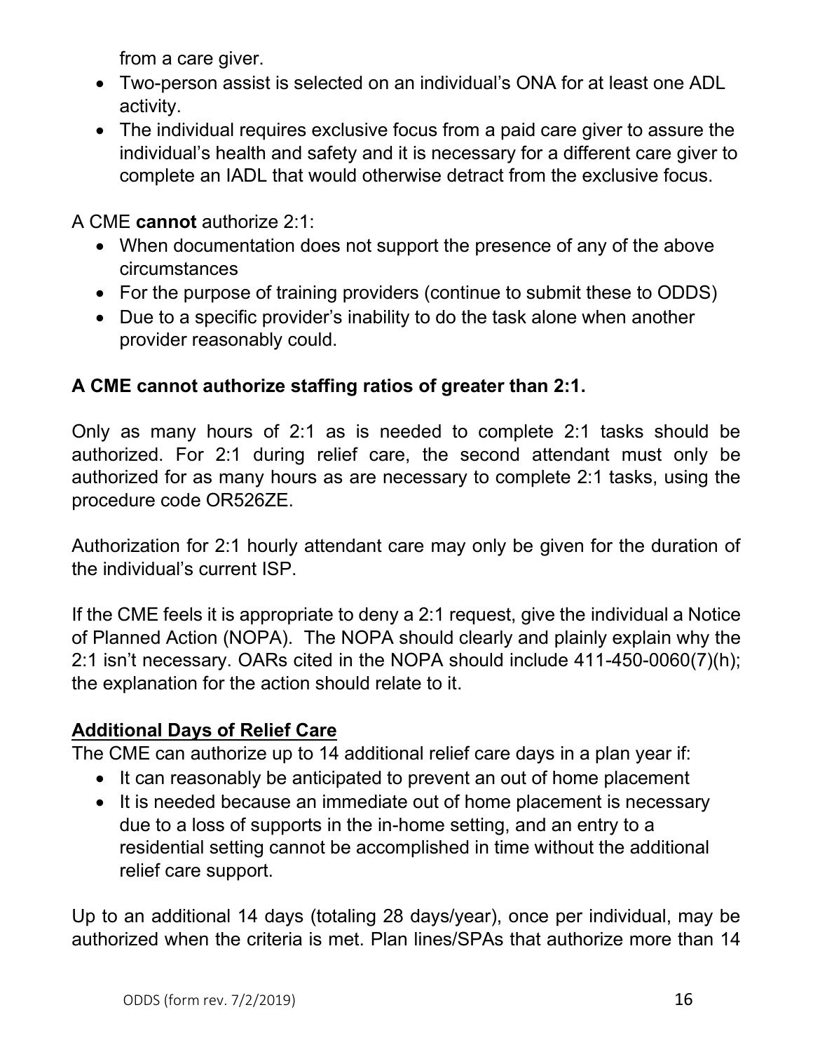from a care giver.

- Two-person assist is selected on an individual's ONA for at least one ADL activity.
- The individual requires exclusive focus from a paid care giver to assure the individual's health and safety and it is necessary for a different care giver to complete an IADL that would otherwise detract from the exclusive focus.

A CME **cannot** authorize 2:1:

- When documentation does not support the presence of any of the above circumstances
- For the purpose of training providers (continue to submit these to ODDS)
- Due to a specific provider's inability to do the task alone when another provider reasonably could.

**A CME cannot authorize staffing ratios of greater than 2:1.**

Only as many hours of 2:1 as is needed to complete 2:1 tasks should be authorized. For 2:1 during relief care, the second attendant must only be authorized for as many hours as are necessary to complete 2:1 tasks, using the procedure code OR526ZE.

Authorization for 2:1 hourly attendant care may only be given for the duration of the individual's current ISP.

If the CME feels it is appropriate to deny a 2:1 request, give the individual a Notice of Planned Action (NOPA). The NOPA should clearly and plainly explain why the 2:1 isn't necessary. OARs cited in the NOPA should include 411-450-0060(7)(h); the explanation for the action should relate to it.

**<u>Additional Days of Relief Care</u>**

The CME can authorize up to 14 additional relief care days in a plan year if:

- It can reasonably be anticipated to prevent an out of home placement
- It is needed because an immediate out of home placement is necessary due to a loss of supports in the in-home setting, and an entry to a residential setting cannot be accomplished in time without the additional relief care support.

Up to an additional 14 days (totaling 28 days/year), once per individual, may be authorized when the criteria is met. Plan lines/SPAs that authorize more than 14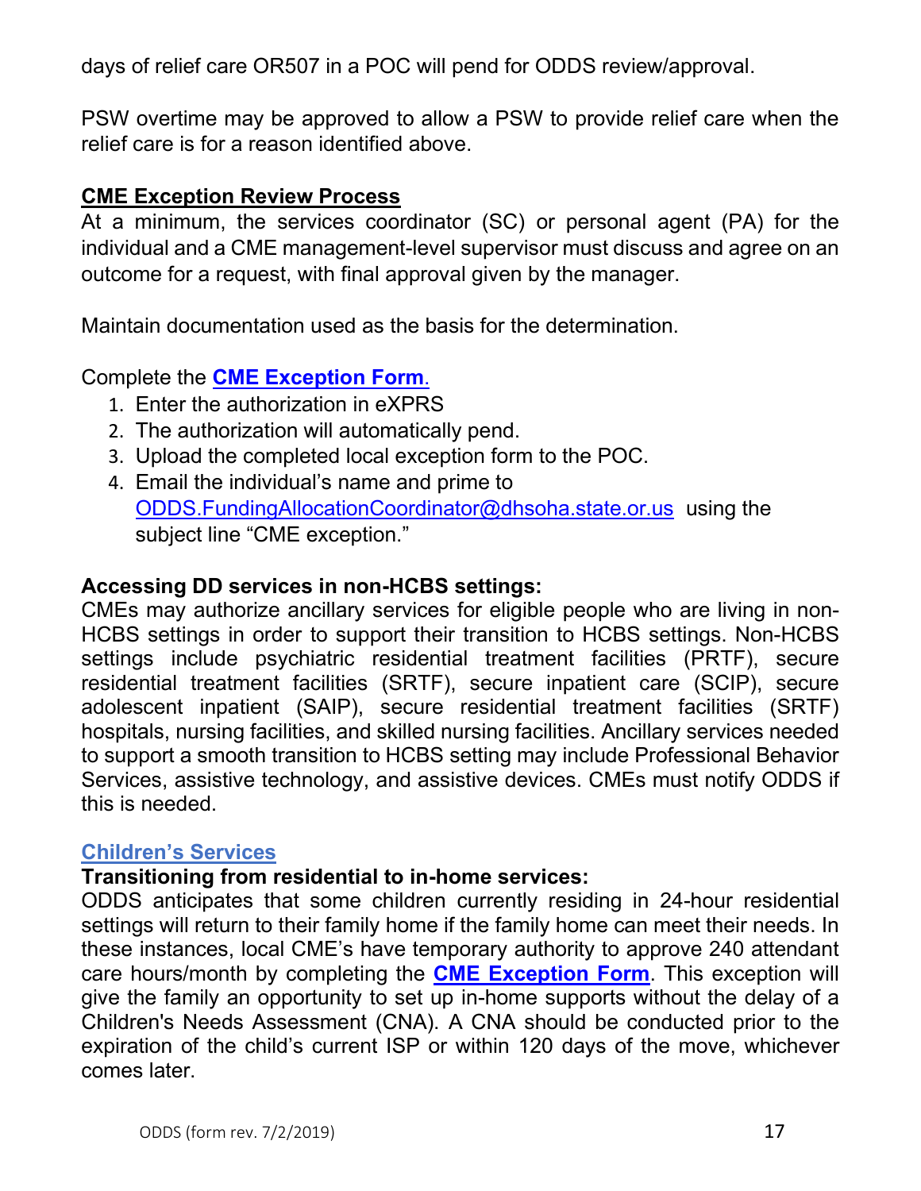days of relief care OR507 in a POC will pend for ODDS review/approval.

PSW overtime may be approved to allow a PSW to provide relief care when the relief care is for a reason identified above.

**CME Exception Review Process**

At a minimum, the services coordinator (SC) or personal agent (PA) for the individual and a CME management-level supervisor must discuss and agree on an outcome for a request, with final approval given by the manager.

Maintain documentation used as the basis for the determination.

Complete the **CME Exception Form**.

1. Enter the authorization in eXPRS
2. The authorization will automatically pend.
3. Upload the completed local exception form to the POC.
4. Email the individual's name and prime to ODDS.FundingAllocationCoordinator@dhsoha.state.or.us using the subject line "CME exception."

**Accessing DD services in non-HCBS settings:**

CMEs may authorize ancillary services for eligible people who are living in non-HCBS settings in order to support their transition to HCBS settings. Non-HCBS settings include psychiatric residential treatment facilities (PRTF), secure residential treatment facilities (SRTF), secure inpatient care (SCIP), secure adolescent inpatient (SAIP), secure residential treatment facilities (SRTF) hospitals, nursing facilities, and skilled nursing facilities. Ancillary services needed to support a smooth transition to HCBS setting may include Professional Behavior Services, assistive technology, and assistive devices. CMEs must notify ODDS if this is needed.

## Children's Services

**Transitioning from residential to in-home services:**

ODDS anticipates that some children currently residing in 24-hour residential settings will return to their family home if the family home can meet their needs. In these instances, local CME's have temporary authority to approve 240 attendant care hours/month by completing the **CME Exception Form**. This exception will give the family an opportunity to set up in-home supports without the delay of a Children's Needs Assessment (CNA). A CNA should be conducted prior to the expiration of the child's current ISP or within 120 days of the move, whichever comes later.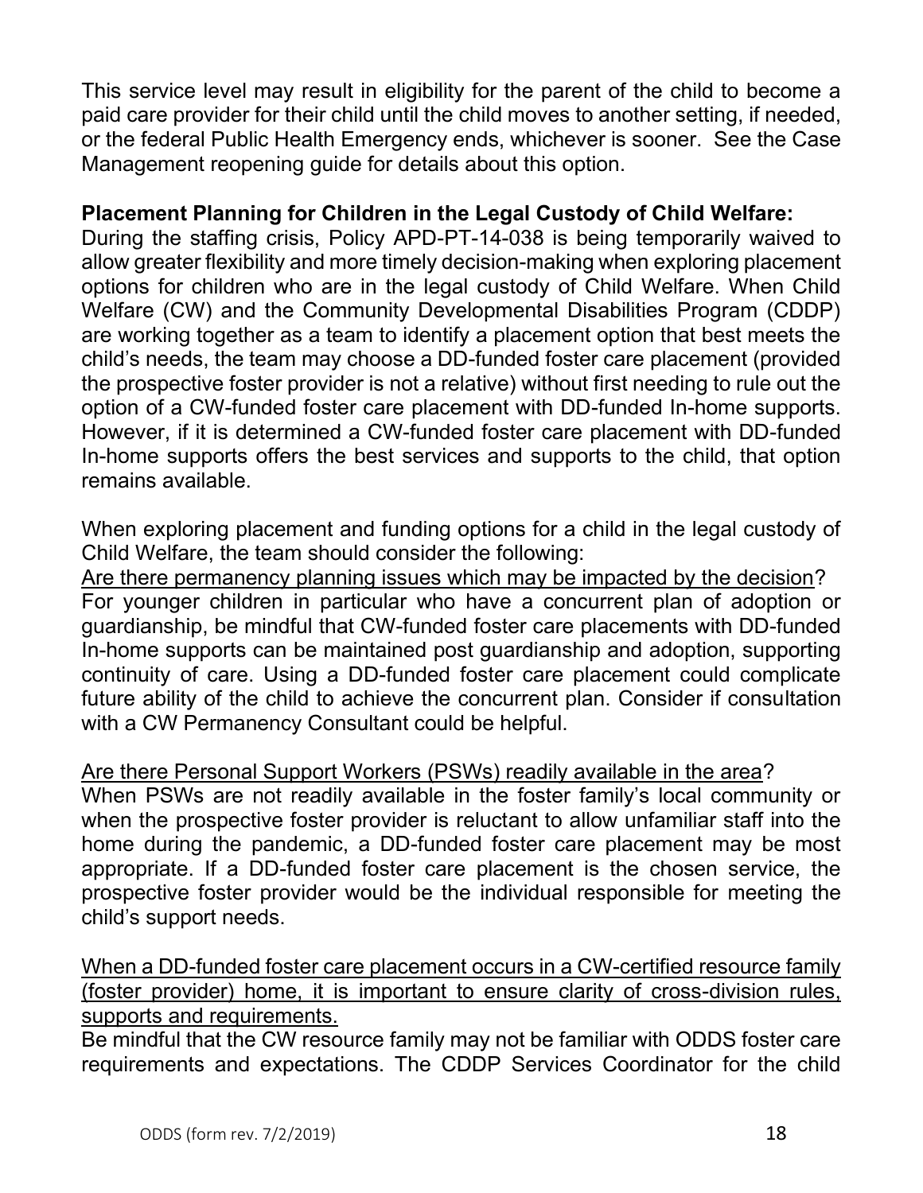This service level may result in eligibility for the parent of the child to become a paid care provider for their child until the child moves to another setting, if needed, or the federal Public Health Emergency ends, whichever is sooner. See the Case Management reopening guide for details about this option.

**Placement Planning for Children in the Legal Custody of Child Welfare:**
During the staffing crisis, Policy APD-PT-14-038 is being temporarily waived to allow greater flexibility and more timely decision-making when exploring placement options for children who are in the legal custody of Child Welfare. When Child Welfare (CW) and the Community Developmental Disabilities Program (CDDP) are working together as a team to identify a placement option that best meets the child's needs, the team may choose a DD-funded foster care placement (provided the prospective foster provider is not a relative) without first needing to rule out the option of a CW-funded foster care placement with DD-funded In-home supports. However, if it is determined a CW-funded foster care placement with DD-funded In-home supports offers the best services and supports to the child, that option remains available.

When exploring placement and funding options for a child in the legal custody of Child Welfare, the team should consider the following:

<u>Are there permanency planning issues which may be impacted by the decision</u>?
For younger children in particular who have a concurrent plan of adoption or guardianship, be mindful that CW-funded foster care placements with DD-funded In-home supports can be maintained post guardianship and adoption, supporting continuity of care. Using a DD-funded foster care placement could complicate future ability of the child to achieve the concurrent plan. Consider if consultation with a CW Permanency Consultant could be helpful.

<u>Are there Personal Support Workers (PSWs) readily available in the area</u>?
When PSWs are not readily available in the foster family's local community or when the prospective foster provider is reluctant to allow unfamiliar staff into the home during the pandemic, a DD-funded foster care placement may be most appropriate. If a DD-funded foster care placement is the chosen service, the prospective foster provider would be the individual responsible for meeting the child's support needs.

<u>When a DD-funded foster care placement occurs in a CW-certified resource family (foster provider) home, it is important to ensure clarity of cross-division rules, supports and requirements.</u>
Be mindful that the CW resource family may not be familiar with ODDS foster care requirements and expectations. The CDDP Services Coordinator for the child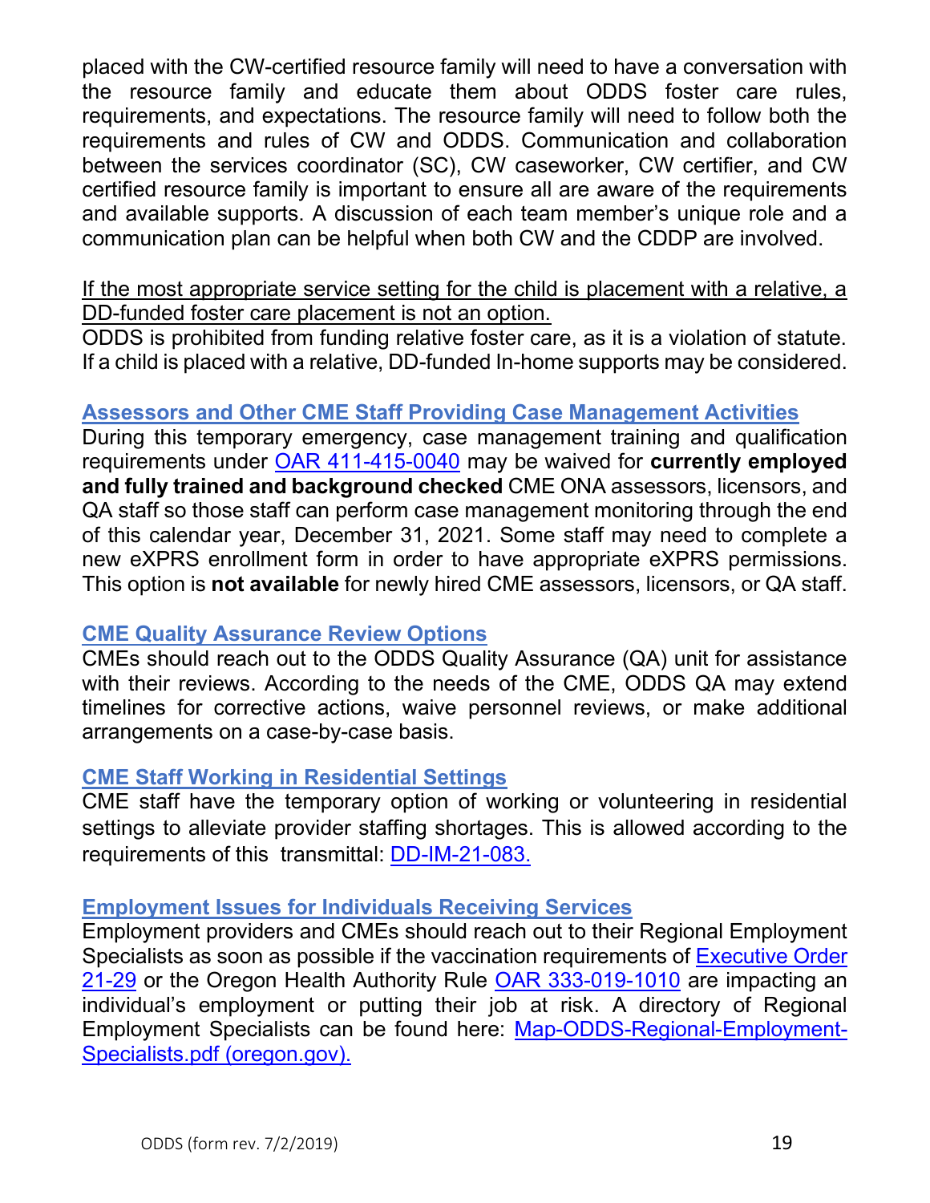placed with the CW-certified resource family will need to have a conversation with the resource family and educate them about ODDS foster care rules, requirements, and expectations. The resource family will need to follow both the requirements and rules of CW and ODDS. Communication and collaboration between the services coordinator (SC), CW caseworker, CW certifier, and CW certified resource family is important to ensure all are aware of the requirements and available supports. A discussion of each team member's unique role and a communication plan can be helpful when both CW and the CDDP are involved.

<u>If the most appropriate service setting for the child is placement with a relative, a DD-funded foster care placement is not an option.</u>
ODDS is prohibited from funding relative foster care, as it is a violation of statute. If a child is placed with a relative, DD-funded In-home supports may be considered.

### Assessors and Other CME Staff Providing Case Management Activities

During this temporary emergency, case management training and qualification requirements under OAR 411-415-0040 may be waived for **currently employed and fully trained and background checked** CME ONA assessors, licensors, and QA staff so those staff can perform case management monitoring through the end of this calendar year, December 31, 2021. Some staff may need to complete a new eXPRS enrollment form in order to have appropriate eXPRS permissions. This option is **not available** for newly hired CME assessors, licensors, or QA staff.

### CME Quality Assurance Review Options

CMEs should reach out to the ODDS Quality Assurance (QA) unit for assistance with their reviews. According to the needs of the CME, ODDS QA may extend timelines for corrective actions, waive personnel reviews, or make additional arrangements on a case-by-case basis.

### CME Staff Working in Residential Settings

CME staff have the temporary option of working or volunteering in residential settings to alleviate provider staffing shortages. This is allowed according to the requirements of this transmittal: DD-IM-21-083.

### Employment Issues for Individuals Receiving Services

Employment providers and CMEs should reach out to their Regional Employment Specialists as soon as possible if the vaccination requirements of Executive Order 21-29 or the Oregon Health Authority Rule OAR 333-019-1010 are impacting an individual's employment or putting their job at risk. A directory of Regional Employment Specialists can be found here: Map-ODDS-Regional-Employment-Specialists.pdf (oregon.gov).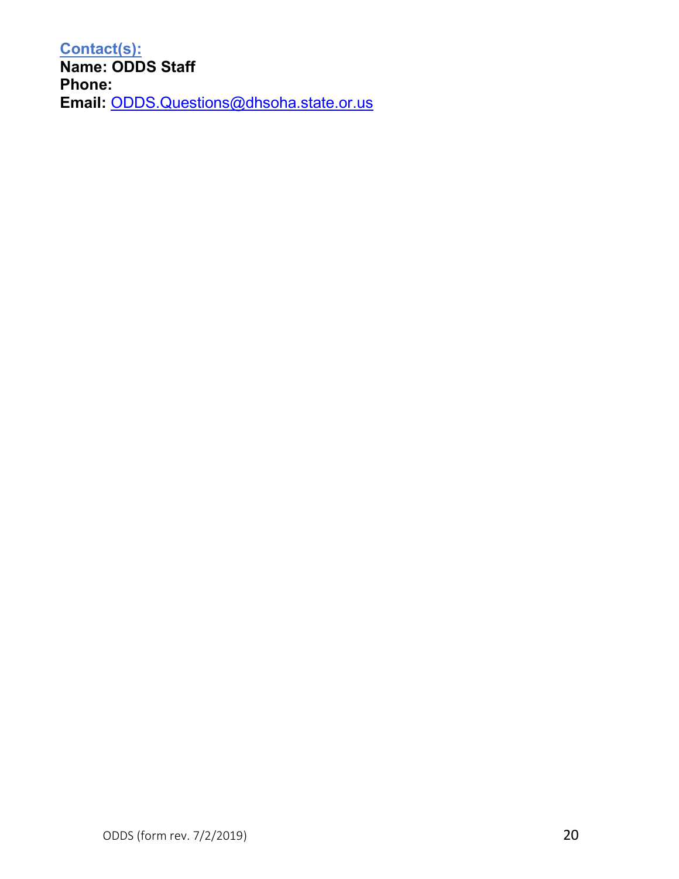**Contact(s):**

**Name: ODDS Staff**

**Phone:**

**Email:** ODDS.Questions@dhsoha.state.or.us

ODDS (form rev. 7/2/2019)